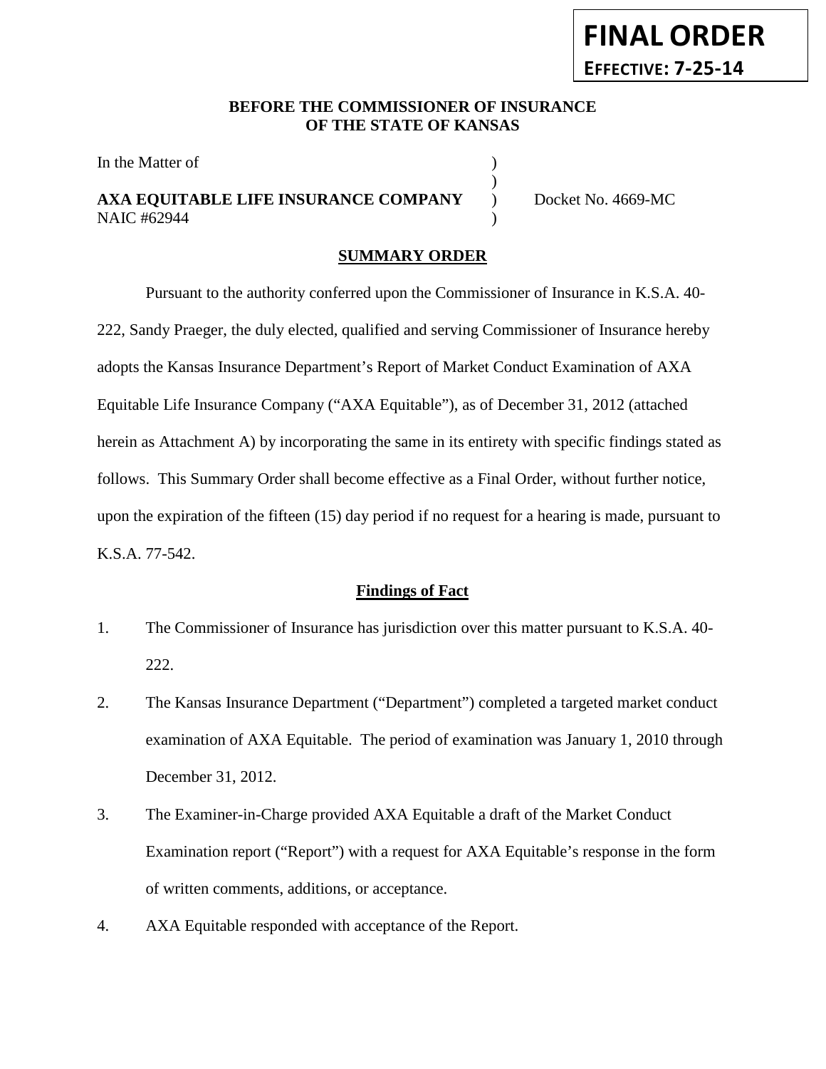**FINAL ORDER**

**EFFECTIVE: 7-25-14**

**BEFORE THE COMMISSIONER OF INSURANCE OF THE STATE OF KANSAS**

In the Matter of )
)
**AXA EQUITABLE LIFE INSURANCE COMPANY** ) Docket No. 4669-MC
NAIC #62944 )

## SUMMARY ORDER

Pursuant to the authority conferred upon the Commissioner of Insurance in K.S.A. 40-222, Sandy Praeger, the duly elected, qualified and serving Commissioner of Insurance hereby adopts the Kansas Insurance Department's Report of Market Conduct Examination of AXA Equitable Life Insurance Company ("AXA Equitable"), as of December 31, 2012 (attached herein as Attachment A) by incorporating the same in its entirety with specific findings stated as follows. This Summary Order shall become effective as a Final Order, without further notice, upon the expiration of the fifteen (15) day period if no request for a hearing is made, pursuant to K.S.A. 77-542.

### Findings of Fact

1. The Commissioner of Insurance has jurisdiction over this matter pursuant to K.S.A. 40-222.
2. The Kansas Insurance Department ("Department") completed a targeted market conduct examination of AXA Equitable. The period of examination was January 1, 2010 through December 31, 2012.
3. The Examiner-in-Charge provided AXA Equitable a draft of the Market Conduct Examination report ("Report") with a request for AXA Equitable's response in the form of written comments, additions, or acceptance.
4. AXA Equitable responded with acceptance of the Report.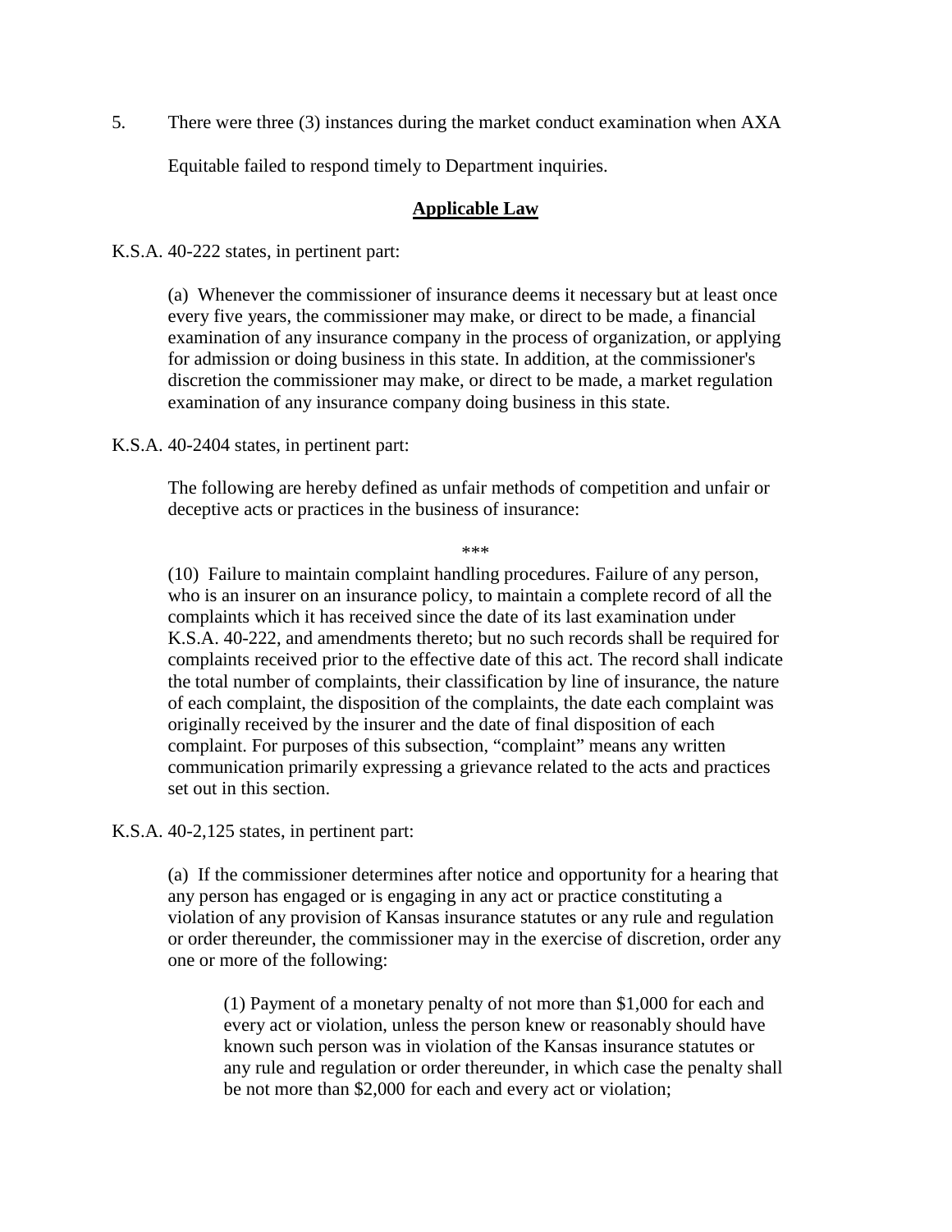5. There were three (3) instances during the market conduct examination when AXA Equitable failed to respond timely to Department inquiries.

## **Applicable Law**

K.S.A. 40-222 states, in pertinent part:

> (a) Whenever the commissioner of insurance deems it necessary but at least once every five years, the commissioner may make, or direct to be made, a financial examination of any insurance company in the process of organization, or applying for admission or doing business in this state. In addition, at the commissioner's discretion the commissioner may make, or direct to be made, a market regulation examination of any insurance company doing business in this state.

K.S.A. 40-2404 states, in pertinent part:

> The following are hereby defined as unfair methods of competition and unfair or deceptive acts or practices in the business of insurance:
>
> ***
>
> (10) Failure to maintain complaint handling procedures. Failure of any person, who is an insurer on an insurance policy, to maintain a complete record of all the complaints which it has received since the date of its last examination under K.S.A. 40-222, and amendments thereto; but no such records shall be required for complaints received prior to the effective date of this act. The record shall indicate the total number of complaints, their classification by line of insurance, the nature of each complaint, the disposition of the complaints, the date each complaint was originally received by the insurer and the date of final disposition of each complaint. For purposes of this subsection, "complaint" means any written communication primarily expressing a grievance related to the acts and practices set out in this section.

K.S.A. 40-2,125 states, in pertinent part:

> (a) If the commissioner determines after notice and opportunity for a hearing that any person has engaged or is engaging in any act or practice constituting a violation of any provision of Kansas insurance statutes or any rule and regulation or order thereunder, the commissioner may in the exercise of discretion, order any one or more of the following:
>
> > (1) Payment of a monetary penalty of not more than $1,000 for each and every act or violation, unless the person knew or reasonably should have known such person was in violation of the Kansas insurance statutes or any rule and regulation or order thereunder, in which case the penalty shall be not more than $2,000 for each and every act or violation;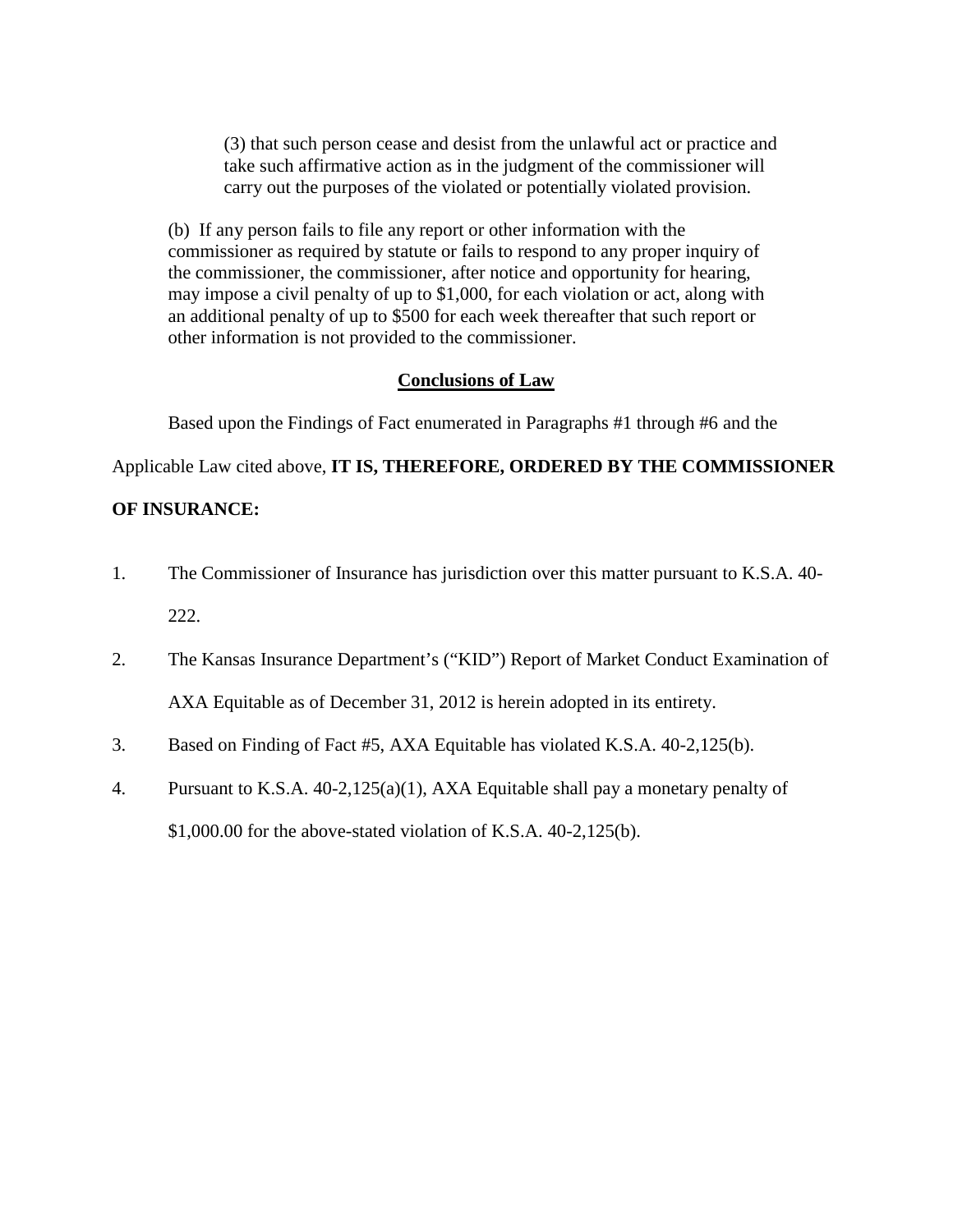(3) that such person cease and desist from the unlawful act or practice and take such affirmative action as in the judgment of the commissioner will carry out the purposes of the violated or potentially violated provision.

(b) If any person fails to file any report or other information with the commissioner as required by statute or fails to respond to any proper inquiry of the commissioner, the commissioner, after notice and opportunity for hearing, may impose a civil penalty of up to $1,000, for each violation or act, along with an additional penalty of up to $500 for each week thereafter that such report or other information is not provided to the commissioner.

## Conclusions of Law

Based upon the Findings of Fact enumerated in Paragraphs #1 through #6 and the Applicable Law cited above, **IT IS, THEREFORE, ORDERED BY THE COMMISSIONER OF INSURANCE:**

1. The Commissioner of Insurance has jurisdiction over this matter pursuant to K.S.A. 40-222.
2. The Kansas Insurance Department's ("KID") Report of Market Conduct Examination of AXA Equitable as of December 31, 2012 is herein adopted in its entirety.
3. Based on Finding of Fact #5, AXA Equitable has violated K.S.A. 40-2,125(b).
4. Pursuant to K.S.A. 40-2,125(a)(1), AXA Equitable shall pay a monetary penalty of $1,000.00 for the above-stated violation of K.S.A. 40-2,125(b).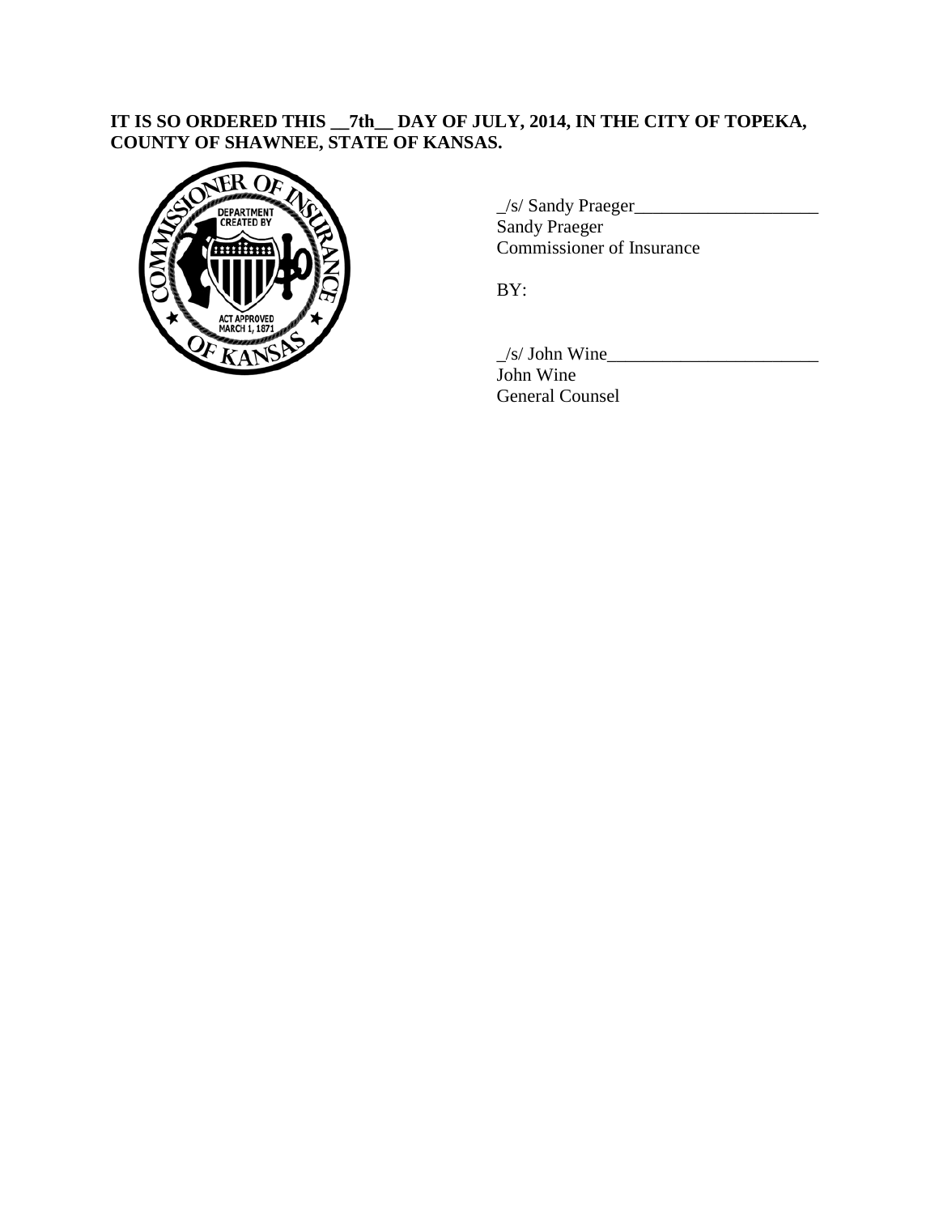**IT IS SO ORDERED THIS __7th__ DAY OF JULY, 2014, IN THE CITY OF TOPEKA, COUNTY OF SHAWNEE, STATE OF KANSAS.**

_/s/ Sandy Praeger____________________
Sandy Praeger
Commissioner of Insurance

BY:

_/s/ John Wine_______________________
John Wine
General Counsel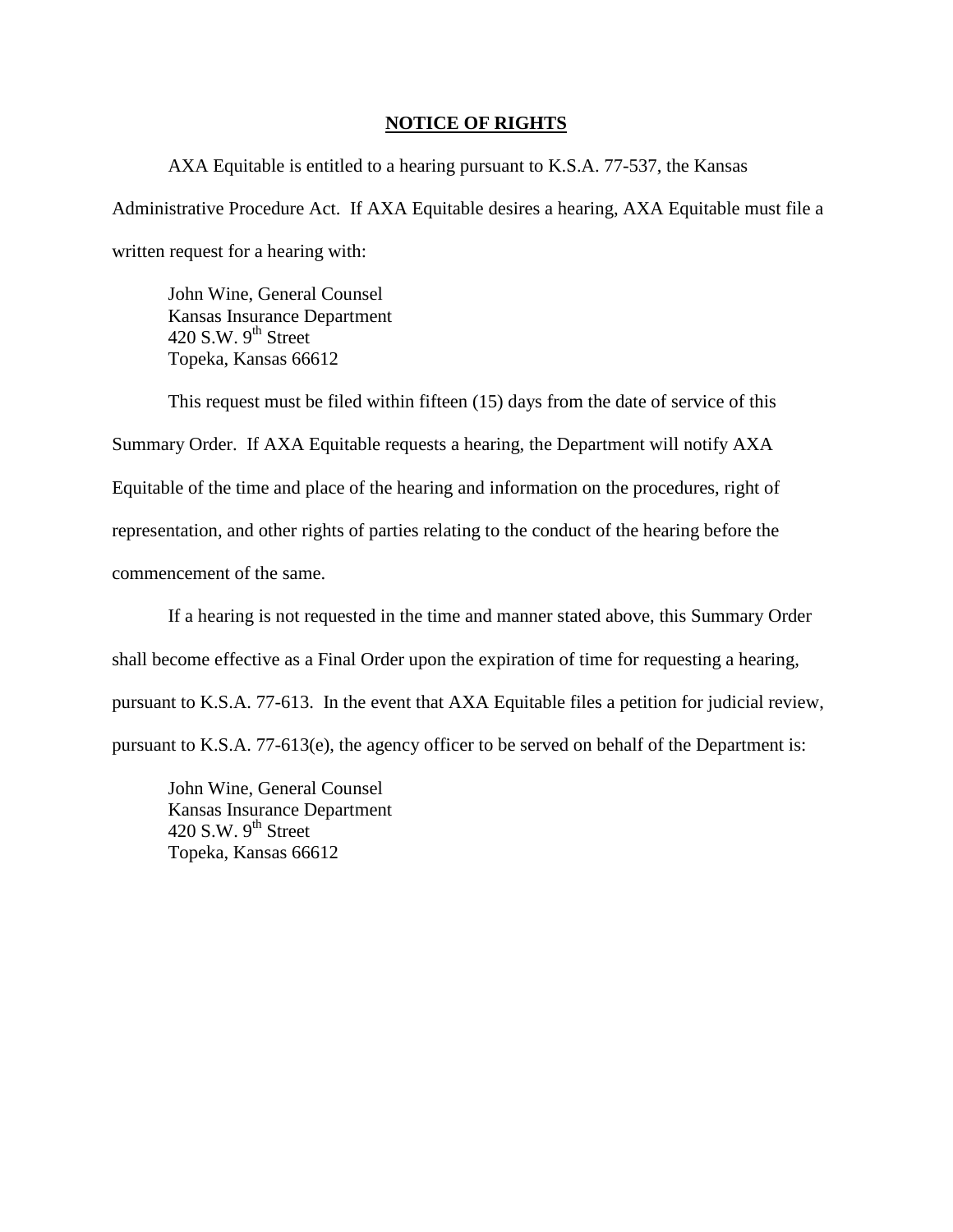## NOTICE OF RIGHTS

AXA Equitable is entitled to a hearing pursuant to K.S.A. 77-537, the Kansas Administrative Procedure Act. If AXA Equitable desires a hearing, AXA Equitable must file a written request for a hearing with:

John Wine, General Counsel
Kansas Insurance Department
420 S.W. 9th Street
Topeka, Kansas 66612

This request must be filed within fifteen (15) days from the date of service of this Summary Order. If AXA Equitable requests a hearing, the Department will notify AXA Equitable of the time and place of the hearing and information on the procedures, right of representation, and other rights of parties relating to the conduct of the hearing before the commencement of the same.

If a hearing is not requested in the time and manner stated above, this Summary Order shall become effective as a Final Order upon the expiration of time for requesting a hearing, pursuant to K.S.A. 77-613. In the event that AXA Equitable files a petition for judicial review, pursuant to K.S.A. 77-613(e), the agency officer to be served on behalf of the Department is:

John Wine, General Counsel
Kansas Insurance Department
420 S.W. 9th Street
Topeka, Kansas 66612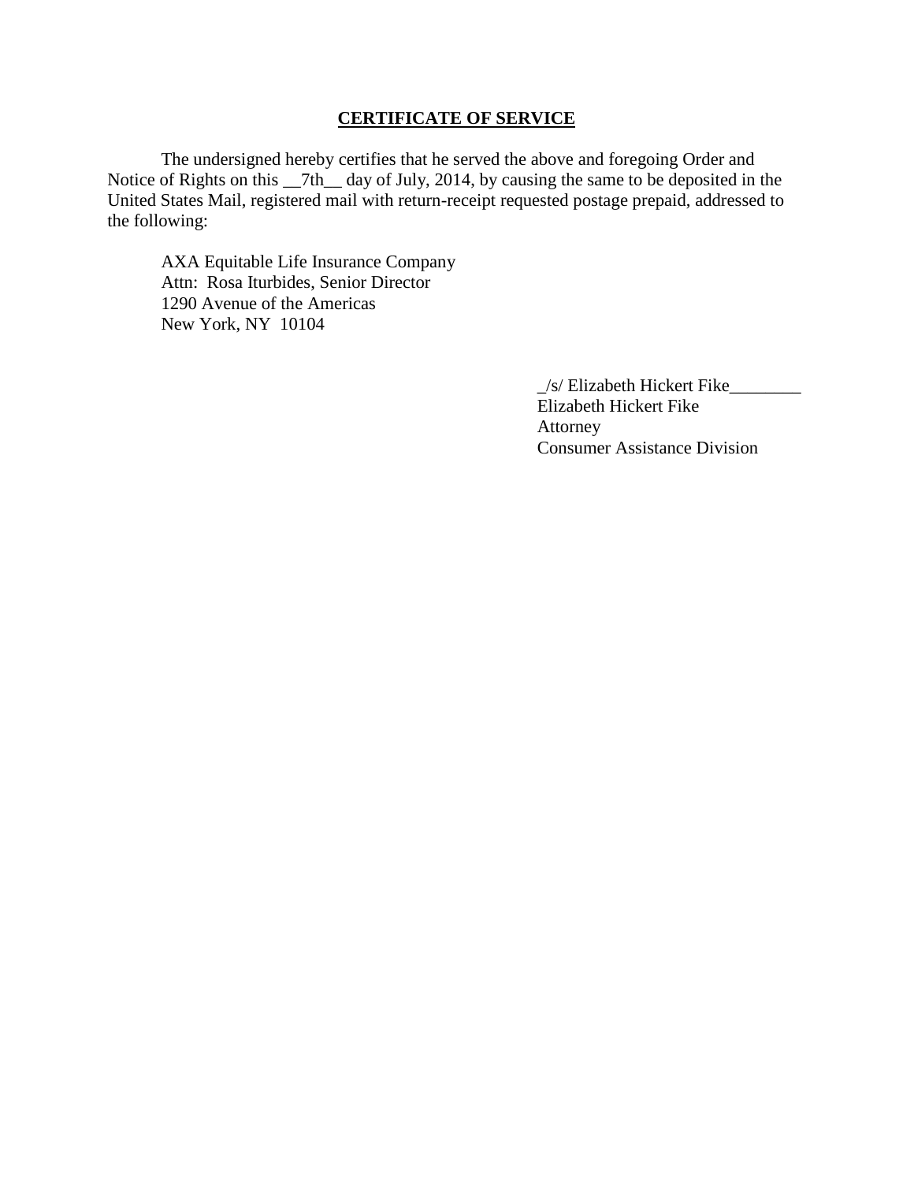**CERTIFICATE OF SERVICE**

The undersigned hereby certifies that he served the above and foregoing Order and Notice of Rights on this __7th__ day of July, 2014, by causing the same to be deposited in the United States Mail, registered mail with return-receipt requested postage prepaid, addressed to the following:

AXA Equitable Life Insurance Company
Attn: Rosa Iturbides, Senior Director
1290 Avenue of the Americas
New York, NY 10104

_/s/ Elizabeth Hickert Fike________
Elizabeth Hickert Fike
Attorney
Consumer Assistance Division